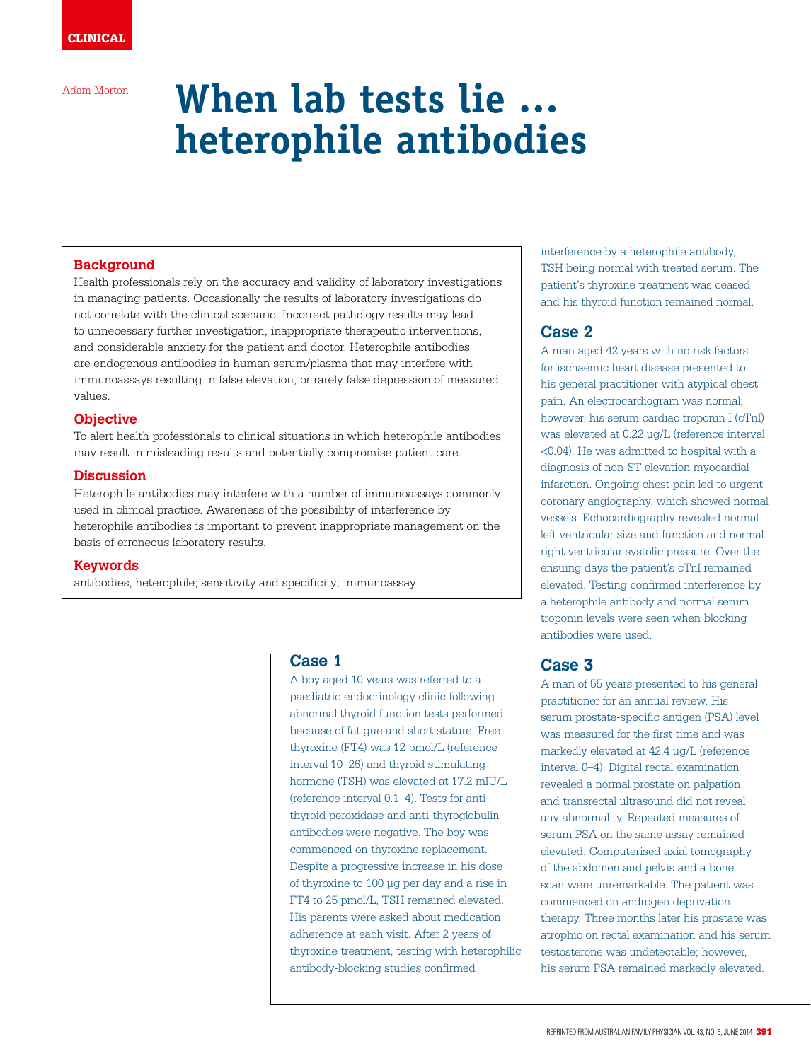CLINICAL

Adam Morton

# When lab tests lie ... heterophile antibodies

## Background

Health professionals rely on the accuracy and validity of laboratory investigations in managing patients. Occasionally the results of laboratory investigations do not correlate with the clinical scenario. Incorrect pathology results may lead to unnecessary further investigation, inappropriate therapeutic interventions, and considerable anxiety for the patient and doctor. Heterophile antibodies are endogenous antibodies in human serum/plasma that may interfere with immunoassays resulting in false elevation, or rarely false depression of measured values.

## Objective

To alert health professionals to clinical situations in which heterophile antibodies may result in misleading results and potentially compromise patient care.

## Discussion

Heterophile antibodies may interfere with a number of immunoassays commonly used in clinical practice. Awareness of the possibility of interference by heterophile antibodies is important to prevent inappropriate management on the basis of erroneous laboratory results.

## Keywords

antibodies, heterophile; sensitivity and specificity; immunoassay

## Case 1

A boy aged 10 years was referred to a paediatric endocrinology clinic following abnormal thyroid function tests performed because of fatigue and short stature. Free thyroxine (FT4) was 12 pmol/L (reference interval 10–26) and thyroid stimulating hormone (TSH) was elevated at 17.2 mIU/L (reference interval 0.1–4). Tests for anti-thyroid peroxidase and anti-thyroglobulin antibodies were negative. The boy was commenced on thyroxine replacement. Despite a progressive increase in his dose of thyroxine to 100 µg per day and a rise in FT4 to 25 pmol/L, TSH remained elevated. His parents were asked about medication adherence at each visit. After 2 years of thyroxine treatment, testing with heterophilic antibody-blocking studies confirmed interference by a heterophile antibody, TSH being normal with treated serum. The patient's thyroxine treatment was ceased and his thyroid function remained normal.

## Case 2

A man aged 42 years with no risk factors for ischaemic heart disease presented to his general practitioner with atypical chest pain. An electrocardiogram was normal; however, his serum cardiac troponin I (cTnI) was elevated at 0.22 µg/L (reference interval <0.04). He was admitted to hospital with a diagnosis of non-ST elevation myocardial infarction. Ongoing chest pain led to urgent coronary angiography, which showed normal vessels. Echocardiography revealed normal left ventricular size and function and normal right ventricular systolic pressure. Over the ensuing days the patient's cTnI remained elevated. Testing confirmed interference by a heterophile antibody and normal serum troponin levels were seen when blocking antibodies were used.

## Case 3

A man of 55 years presented to his general practitioner for an annual review. His serum prostate-specific antigen (PSA) level was measured for the first time and was markedly elevated at 42.4 µg/L (reference interval 0–4). Digital rectal examination revealed a normal prostate on palpation, and transrectal ultrasound did not reveal any abnormality. Repeated measures of serum PSA on the same assay remained elevated. Computerised axial tomography of the abdomen and pelvis and a bone scan were unremarkable. The patient was commenced on androgen deprivation therapy. Three months later his prostate was atrophic on rectal examination and his serum testosterone was undetectable; however, his serum PSA remained markedly elevated.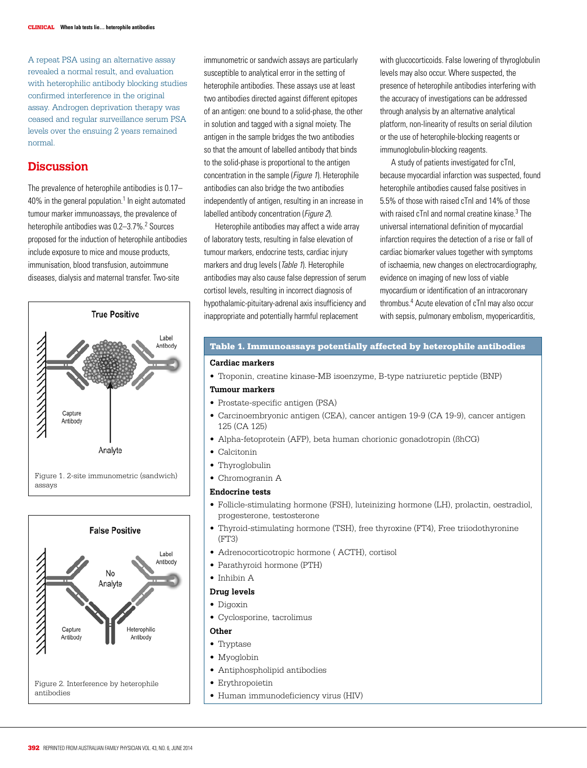A repeat PSA using an alternative assay revealed a normal result, and evaluation with heterophilic antibody blocking studies confirmed interference in the original assay. Androgen deprivation therapy was ceased and regular surveillance serum PSA levels over the ensuing 2 years remained normal.

## Discussion

The prevalence of heterophile antibodies is 0.17–40% in the general population.[1] In eight automated tumour marker immunoassays, the prevalence of heterophile antibodies was 0.2–3.7%.[2] Sources proposed for the induction of heterophile antibodies include exposure to mice and mouse products, immunisation, blood transfusion, autoimmune diseases, dialysis and maternal transfer. Two-site immunometric or sandwich assays are particularly susceptible to analytical error in the setting of heterophile antibodies. These assays use at least two antibodies directed against different epitopes of an antigen: one bound to a solid-phase, the other in solution and tagged with a signal moiety. The antigen in the sample bridges the two antibodies so that the amount of labelled antibody that binds to the solid-phase is proportional to the antigen concentration in the sample (*Figure 1*). Heterophile antibodies can also bridge the two antibodies independently of antigen, resulting in an increase in labelled antibody concentration (*Figure 2*).

Heterophile antibodies may affect a wide array of laboratory tests, resulting in false elevation of tumour markers, endocrine tests, cardiac injury markers and drug levels (*Table 1*). Heterophile antibodies may also cause false depression of serum cortisol levels, resulting in incorrect diagnosis of hypothalamic-pituitary-adrenal axis insufficiency and inappropriate and potentially harmful replacement with glucocorticoids. False lowering of thyroglobulin levels may also occur. Where suspected, the presence of heterophile antibodies interfering with the accuracy of investigations can be addressed through analysis by an alternative analytical platform, non-linearity of results on serial dilution or the use of heterophile-blocking reagents or immunoglobulin-blocking reagents.

A study of patients investigated for cTnI, because myocardial infarction was suspected, found heterophile antibodies caused false positives in 5.5% of those with raised cTnI and 14% of those with raised cTnI and normal creatine kinase.[3] The universal international definition of myocardial infarction requires the detection of a rise or fall of cardiac biomarker values together with symptoms of ischaemia, new changes on electrocardiography, evidence on imaging of new loss of viable myocardium or identification of an intracoronary thrombus.[4] Acute elevation of cTnI may also occur with sepsis, pulmonary embolism, myopericarditis,

True Positive — Label Antibody; Capture Antibody; Analyte

Figure 1. 2-site immunometric (sandwich) assays

False Positive — Label Antibody; No Analyte; Capture Antibody; Heterophilic Antibody

Figure 2. Interference by heterophile antibodies

**Table 1. Immunoassays potentially affected by heterophile antibodies**

**Cardiac markers**

- Troponin, creatine kinase-MB isoenzyme, B-type natriuretic peptide (BNP)

**Tumour markers**

- Prostate-specific antigen (PSA)
- Carcinoembryonic antigen (CEA), cancer antigen 19-9 (CA 19-9), cancer antigen 125 (CA 125)
- Alpha-fetoprotein (AFP), beta human chorionic gonadotropin (ßhCG)
- Calcitonin
- Thyroglobulin
- Chromogranin A

**Endocrine tests**

- Follicle-stimulating hormone (FSH), luteinizing hormone (LH), prolactin, oestradiol, progesterone, testosterone
- Thyroid-stimulating hormone (TSH), free thyroxine (FT4), Free triiodothyronine (FT3)
- Adrenocorticotropic hormone ( ACTH), cortisol
- Parathyroid hormone (PTH)
- Inhibin A

**Drug levels**

- Digoxin
- Cyclosporine, tacrolimus

**Other**

- Tryptase
- Myoglobin
- Antiphospholipid antibodies
- Erythropoietin
- Human immunodeficiency virus (HIV)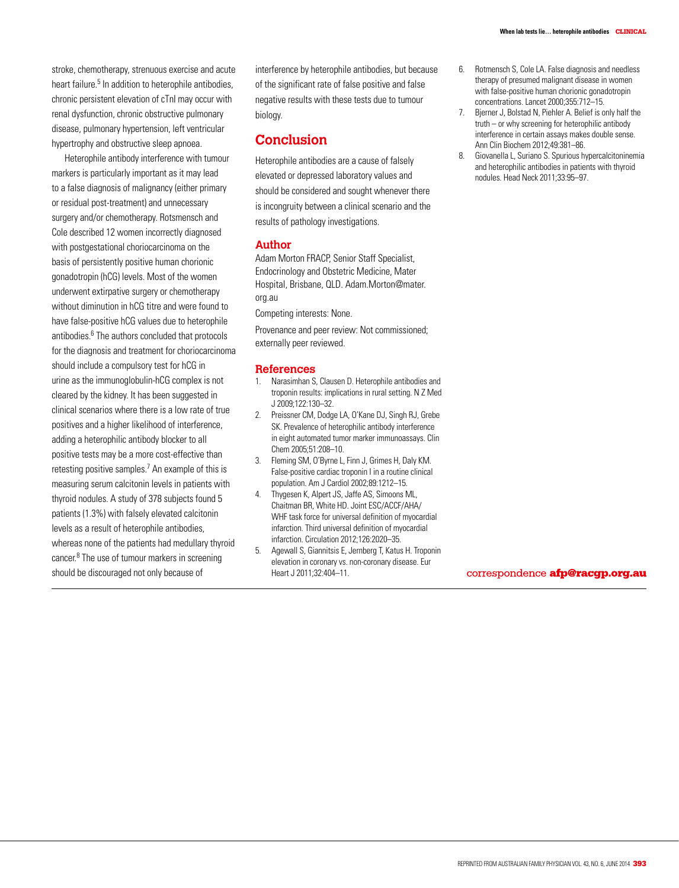stroke, chemotherapy, strenuous exercise and acute heart failure.[5] In addition to heterophile antibodies, chronic persistent elevation of cTnI may occur with renal dysfunction, chronic obstructive pulmonary disease, pulmonary hypertension, left ventricular hypertrophy and obstructive sleep apnoea.

Heterophile antibody interference with tumour markers is particularly important as it may lead to a false diagnosis of malignancy (either primary or residual post-treatment) and unnecessary surgery and/or chemotherapy. Rotsmensch and Cole described 12 women incorrectly diagnosed with postgestational choriocarcinoma on the basis of persistently positive human chorionic gonadotropin (hCG) levels. Most of the women underwent extirpative surgery or chemotherapy without diminution in hCG titre and were found to have false-positive hCG values due to heterophile antibodies.[6] The authors concluded that protocols for the diagnosis and treatment for choriocarcinoma should include a compulsory test for hCG in urine as the immunoglobulin-hCG complex is not cleared by the kidney. It has been suggested in clinical scenarios where there is a low rate of true positives and a higher likelihood of interference, adding a heterophilic antibody blocker to all positive tests may be a more cost-effective than retesting positive samples.[7] An example of this is measuring serum calcitonin levels in patients with thyroid nodules. A study of 378 subjects found 5 patients (1.3%) with falsely elevated calcitonin levels as a result of heterophile antibodies, whereas none of the patients had medullary thyroid cancer.[8] The use of tumour markers in screening should be discouraged not only because of interference by heterophile antibodies, but because of the significant rate of false positive and false negative results with these tests due to tumour biology.

## Conclusion

Heterophile antibodies are a cause of falsely elevated or depressed laboratory values and should be considered and sought whenever there is incongruity between a clinical scenario and the results of pathology investigations.

### Author

Adam Morton FRACP, Senior Staff Specialist, Endocrinology and Obstetric Medicine, Mater Hospital, Brisbane, QLD. Adam.Morton@mater.org.au

Competing interests: None.

Provenance and peer review: Not commissioned; externally peer reviewed.

### References

1. Narasimhan S, Clausen D. Heterophile antibodies and troponin results: implications in rural setting. N Z Med J 2009;122:130–32.
2. Preissner CM, Dodge LA, O'Kane DJ, Singh RJ, Grebe SK. Prevalence of heterophilic antibody interference in eight automated tumor marker immunoassays. Clin Chem 2005;51:208–10.
3. Fleming SM, O'Byrne L, Finn J, Grimes H, Daly KM. False-positive cardiac troponin I in a routine clinical population. Am J Cardiol 2002;89:1212–15.
4. Thygesen K, Alpert JS, Jaffe AS, Simoons ML, Chaitman BR, White HD. Joint ESC/ACCF/AHA/WHF task force for universal definition of myocardial infarction. Third universal definition of myocardial infarction. Circulation 2012;126:2020–35.
5. Agewall S, Giannitsis E, Jernberg T, Katus H. Troponin elevation in coronary vs. non-coronary disease. Eur Heart J 2011;32:404–11.
6. Rotmensch S, Cole LA. False diagnosis and needless therapy of presumed malignant disease in women with false-positive human chorionic gonadotropin concentrations. Lancet 2000;355:712–15.
7. Bjerner J, Bolstad N, Piehler A. Belief is only half the truth – or why screening for heterophilic antibody interference in certain assays makes double sense. Ann Clin Biochem 2012;49:381–86.
8. Giovanella L, Suriano S. Spurious hypercalcitoninemia and heterophilic antibodies in patients with thyroid nodules. Head Neck 2011;33:95–97.

correspondence **afp@racgp.org.au**